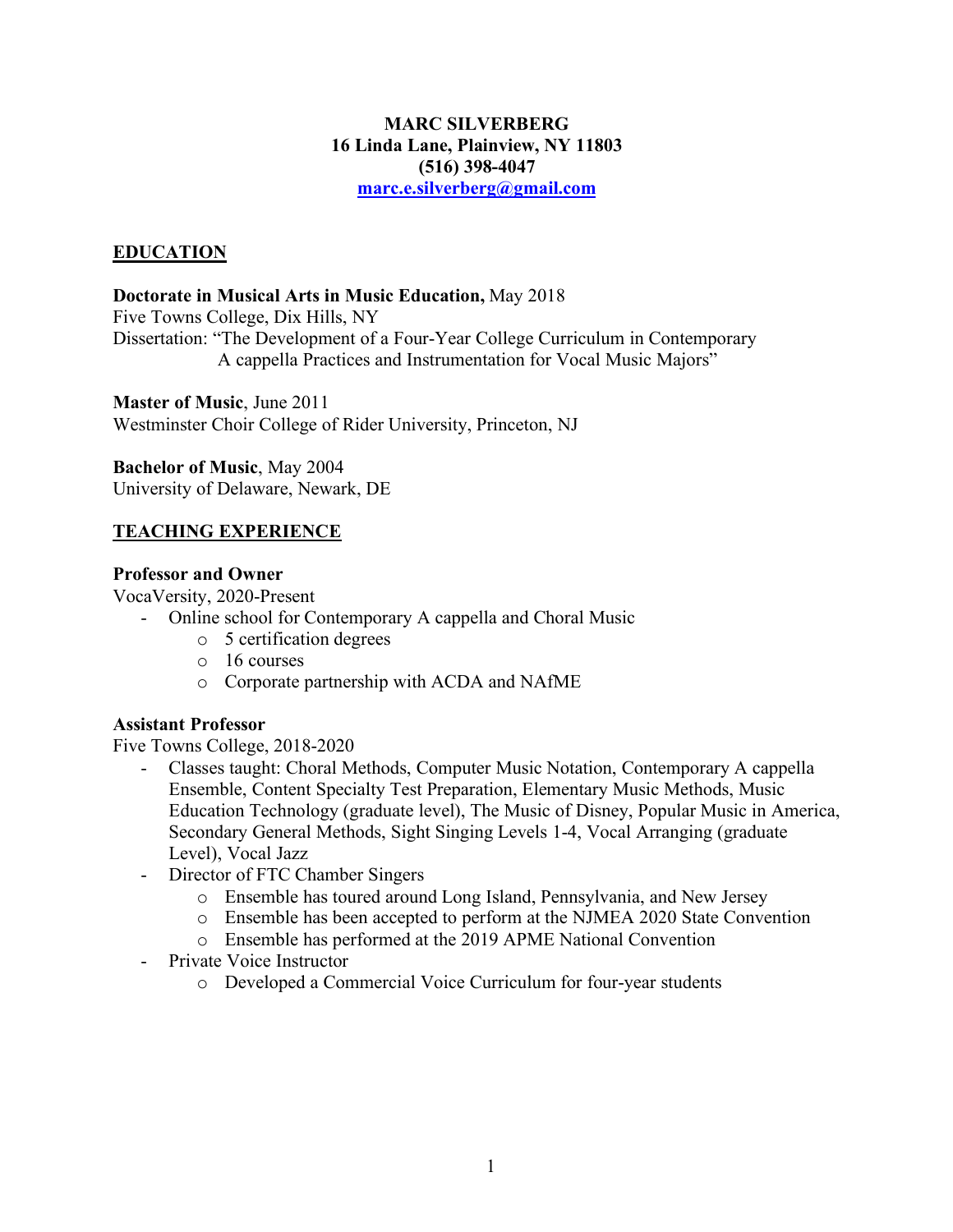**MARC SILVERBERG**
**16 Linda Lane, Plainview, NY 11803**
**(516) 398-4047**
**marc.e.silverberg@gmail.com**

## EDUCATION

**Doctorate in Musical Arts in Music Education,** May 2018
Five Towns College, Dix Hills, NY
Dissertation: "The Development of a Four-Year College Curriculum in Contemporary A cappella Practices and Instrumentation for Vocal Music Majors"

**Master of Music**, June 2011
Westminster Choir College of Rider University, Princeton, NJ

**Bachelor of Music**, May 2004
University of Delaware, Newark, DE

## TEACHING EXPERIENCE

**Professor and Owner**
VocaVersity, 2020-Present
- Online school for Contemporary A cappella and Choral Music
    - 5 certification degrees
    - 16 courses
    - Corporate partnership with ACDA and NAfME

**Assistant Professor**
Five Towns College, 2018-2020
- Classes taught: Choral Methods, Computer Music Notation, Contemporary A cappella Ensemble, Content Specialty Test Preparation, Elementary Music Methods, Music Education Technology (graduate level), The Music of Disney, Popular Music in America, Secondary General Methods, Sight Singing Levels 1-4, Vocal Arranging (graduate Level), Vocal Jazz
- Director of FTC Chamber Singers
    - Ensemble has toured around Long Island, Pennsylvania, and New Jersey
    - Ensemble has been accepted to perform at the NJMEA 2020 State Convention
    - Ensemble has performed at the 2019 APME National Convention
- Private Voice Instructor
    - Developed a Commercial Voice Curriculum for four-year students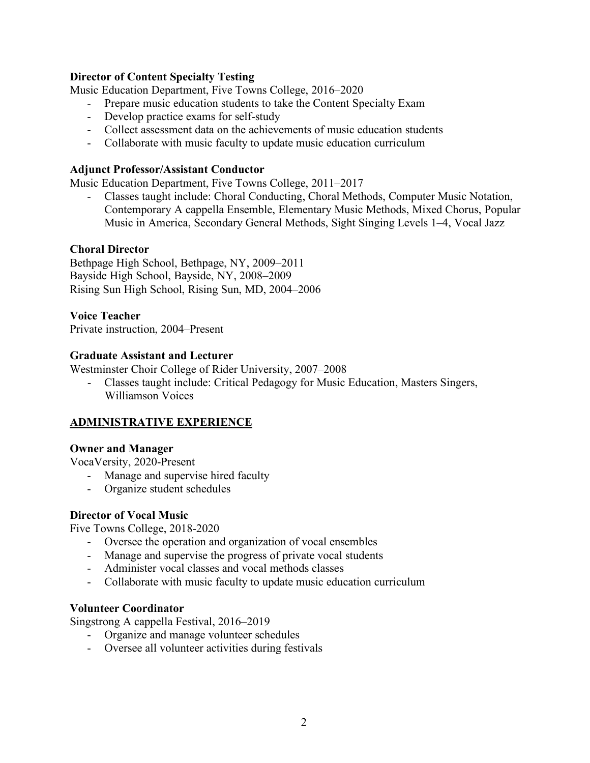**Director of Content Specialty Testing**

Music Education Department, Five Towns College, 2016–2020

- Prepare music education students to take the Content Specialty Exam
- Develop practice exams for self-study
- Collect assessment data on the achievements of music education students
- Collaborate with music faculty to update music education curriculum

**Adjunct Professor/Assistant Conductor**

Music Education Department, Five Towns College, 2011–2017

- Classes taught include: Choral Conducting, Choral Methods, Computer Music Notation, Contemporary A cappella Ensemble, Elementary Music Methods, Mixed Chorus, Popular Music in America, Secondary General Methods, Sight Singing Levels 1–4, Vocal Jazz

**Choral Director**

Bethpage High School, Bethpage, NY, 2009–2011
Bayside High School, Bayside, NY, 2008–2009
Rising Sun High School, Rising Sun, MD, 2004–2006

**Voice Teacher**

Private instruction, 2004–Present

**Graduate Assistant and Lecturer**

Westminster Choir College of Rider University, 2007–2008

- Classes taught include: Critical Pedagogy for Music Education, Masters Singers, Williamson Voices

## ADMINISTRATIVE EXPERIENCE

**Owner and Manager**

VocaVersity, 2020-Present

- Manage and supervise hired faculty
- Organize student schedules

**Director of Vocal Music**

Five Towns College, 2018-2020

- Oversee the operation and organization of vocal ensembles
- Manage and supervise the progress of private vocal students
- Administer vocal classes and vocal methods classes
- Collaborate with music faculty to update music education curriculum

**Volunteer Coordinator**

Singstrong A cappella Festival, 2016–2019

- Organize and manage volunteer schedules
- Oversee all volunteer activities during festivals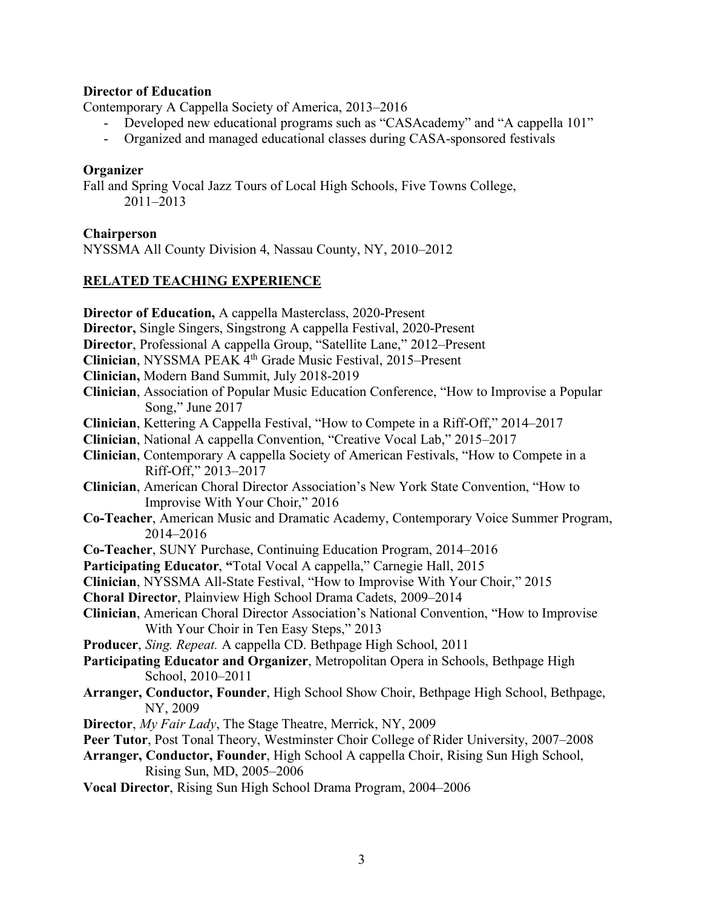**Director of Education**

Contemporary A Cappella Society of America, 2013–2016

- Developed new educational programs such as “CASAcademy” and “A cappella 101”
- Organized and managed educational classes during CASA-sponsored festivals

**Organizer**

Fall and Spring Vocal Jazz Tours of Local High Schools, Five Towns College, 2011–2013

**Chairperson**

NYSSMA All County Division 4, Nassau County, NY, 2010–2012

## RELATED TEACHING EXPERIENCE

**Director of Education,** A cappella Masterclass, 2020-Present

**Director,** Single Singers, Singstrong A cappella Festival, 2020-Present

**Director**, Professional A cappella Group, “Satellite Lane,” 2012–Present

**Clinician**, NYSSMA PEAK 4th Grade Music Festival, 2015–Present

**Clinician,** Modern Band Summit, July 2018-2019

**Clinician**, Association of Popular Music Education Conference, “How to Improvise a Popular Song,” June 2017

**Clinician**, Kettering A Cappella Festival, “How to Compete in a Riff-Off,” 2014–2017

**Clinician**, National A cappella Convention, “Creative Vocal Lab,” 2015–2017

**Clinician**, Contemporary A cappella Society of American Festivals, “How to Compete in a Riff-Off,” 2013–2017

**Clinician**, American Choral Director Association’s New York State Convention, “How to Improvise With Your Choir,” 2016

**Co-Teacher**, American Music and Dramatic Academy, Contemporary Voice Summer Program, 2014–2016

**Co-Teacher**, SUNY Purchase, Continuing Education Program, 2014–2016

**Participating Educator**, **“**Total Vocal A cappella,” Carnegie Hall, 2015

**Clinician**, NYSSMA All-State Festival, “How to Improvise With Your Choir,” 2015

**Choral Director**, Plainview High School Drama Cadets, 2009–2014

**Clinician**, American Choral Director Association’s National Convention, “How to Improvise With Your Choir in Ten Easy Steps,” 2013

**Producer**, *Sing. Repeat.* A cappella CD. Bethpage High School, 2011

**Participating Educator and Organizer**, Metropolitan Opera in Schools, Bethpage High School, 2010–2011

**Arranger, Conductor, Founder**, High School Show Choir, Bethpage High School, Bethpage, NY, 2009

**Director**, *My Fair Lady*, The Stage Theatre, Merrick, NY, 2009

**Peer Tutor**, Post Tonal Theory, Westminster Choir College of Rider University, 2007–2008

**Arranger, Conductor, Founder**, High School A cappella Choir, Rising Sun High School, Rising Sun, MD, 2005–2006

**Vocal Director**, Rising Sun High School Drama Program, 2004–2006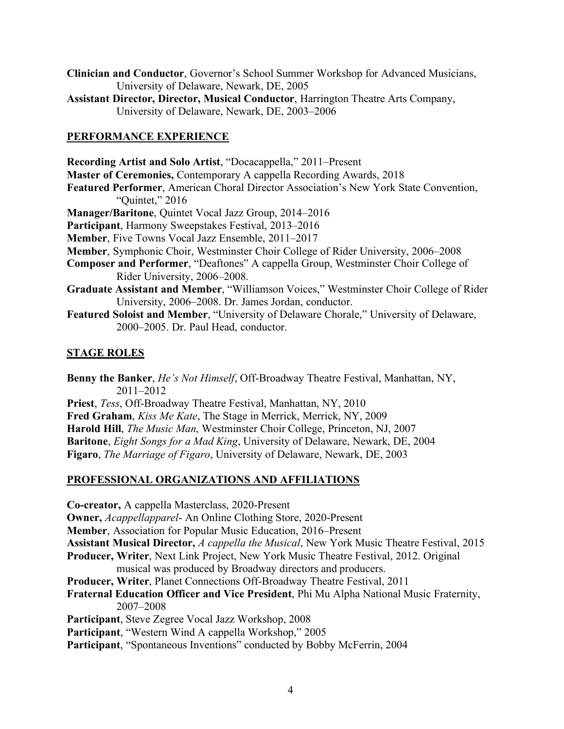**Clinician and Conductor**, Governor's School Summer Workshop for Advanced Musicians, University of Delaware, Newark, DE, 2005

**Assistant Director, Director, Musical Conductor**, Harrington Theatre Arts Company, University of Delaware, Newark, DE, 2003–2006

## PERFORMANCE EXPERIENCE

**Recording Artist and Solo Artist**, "Docacappella," 2011–Present

**Master of Ceremonies,** Contemporary A cappella Recording Awards, 2018

**Featured Performer**, American Choral Director Association's New York State Convention, "Quintet," 2016

**Manager/Baritone**, Quintet Vocal Jazz Group, 2014–2016

**Participant**, Harmony Sweepstakes Festival, 2013–2016

**Member**, Five Towns Vocal Jazz Ensemble, 2011–2017

**Member**, Symphonic Choir, Westminster Choir College of Rider University, 2006–2008

**Composer and Performer**, "Deaftones" A cappella Group, Westminster Choir College of Rider University, 2006–2008.

**Graduate Assistant and Member**, "Williamson Voices," Westminster Choir College of Rider University, 2006–2008. Dr. James Jordan, conductor.

**Featured Soloist and Member**, "University of Delaware Chorale," University of Delaware, 2000–2005. Dr. Paul Head, conductor.

## STAGE ROLES

**Benny the Banker**, *He's Not Himself*, Off-Broadway Theatre Festival, Manhattan, NY, 2011–2012

**Priest**, *Tess*, Off-Broadway Theatre Festival, Manhattan, NY, 2010

**Fred Graham**, *Kiss Me Kate*, The Stage in Merrick, Merrick, NY, 2009

**Harold Hill**, *The Music Man*, Westminster Choir College, Princeton, NJ, 2007

**Baritone**, *Eight Songs for a Mad King*, University of Delaware, Newark, DE, 2004

**Figaro**, *The Marriage of Figaro*, University of Delaware, Newark, DE, 2003

## PROFESSIONAL ORGANIZATIONS AND AFFILIATIONS

**Co-creator,** A cappella Masterclass, 2020-Present

**Owner,** *Acappellapparel*- An Online Clothing Store, 2020-Present

**Member**, Association for Popular Music Education, 2016–Present

**Assistant Musical Director,** *A cappella the Musical*, New York Music Theatre Festival, 2015

**Producer, Writer**, Next Link Project, New York Music Theatre Festival, 2012. Original musical was produced by Broadway directors and producers.

**Producer, Writer**, Planet Connections Off-Broadway Theatre Festival, 2011

**Fraternal Education Officer and Vice President**, Phi Mu Alpha National Music Fraternity, 2007–2008

**Participant**, Steve Zegree Vocal Jazz Workshop, 2008

**Participant**, "Western Wind A cappella Workshop," 2005

**Participant**, "Spontaneous Inventions" conducted by Bobby McFerrin, 2004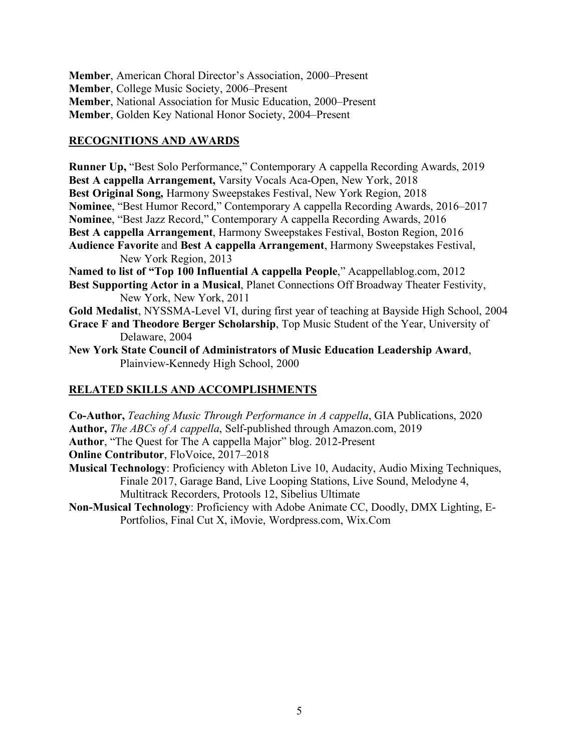**Member**, American Choral Director's Association, 2000–Present
**Member**, College Music Society, 2006–Present
**Member**, National Association for Music Education, 2000–Present
**Member**, Golden Key National Honor Society, 2004–Present

## RECOGNITIONS AND AWARDS

**Runner Up,** "Best Solo Performance," Contemporary A cappella Recording Awards, 2019
**Best A cappella Arrangement,** Varsity Vocals Aca-Open, New York, 2018
**Best Original Song,** Harmony Sweepstakes Festival, New York Region, 2018
**Nominee**, "Best Humor Record," Contemporary A cappella Recording Awards, 2016–2017
**Nominee**, "Best Jazz Record," Contemporary A cappella Recording Awards, 2016
**Best A cappella Arrangement**, Harmony Sweepstakes Festival, Boston Region, 2016
**Audience Favorite** and **Best A cappella Arrangement**, Harmony Sweepstakes Festival, New York Region, 2013
**Named to list of "Top 100 Influential A cappella People**," Acappellablog.com, 2012
**Best Supporting Actor in a Musical**, Planet Connections Off Broadway Theater Festivity, New York, New York, 2011
**Gold Medalist**, NYSSMA-Level VI, during first year of teaching at Bayside High School, 2004
**Grace F and Theodore Berger Scholarship**, Top Music Student of the Year, University of Delaware, 2004
**New York State Council of Administrators of Music Education Leadership Award**, Plainview-Kennedy High School, 2000

## RELATED SKILLS AND ACCOMPLISHMENTS

**Co-Author,** *Teaching Music Through Performance in A cappella*, GIA Publications, 2020
**Author,** *The ABCs of A cappella*, Self-published through Amazon.com, 2019
**Author**, "The Quest for The A cappella Major" blog. 2012-Present
**Online Contributor**, FloVoice, 2017–2018
**Musical Technology**: Proficiency with Ableton Live 10, Audacity, Audio Mixing Techniques, Finale 2017, Garage Band, Live Looping Stations, Live Sound, Melodyne 4, Multitrack Recorders, Protools 12, Sibelius Ultimate
**Non-Musical Technology**: Proficiency with Adobe Animate CC, Doodly, DMX Lighting, E-Portfolios, Final Cut X, iMovie, Wordpress.com, Wix.Com